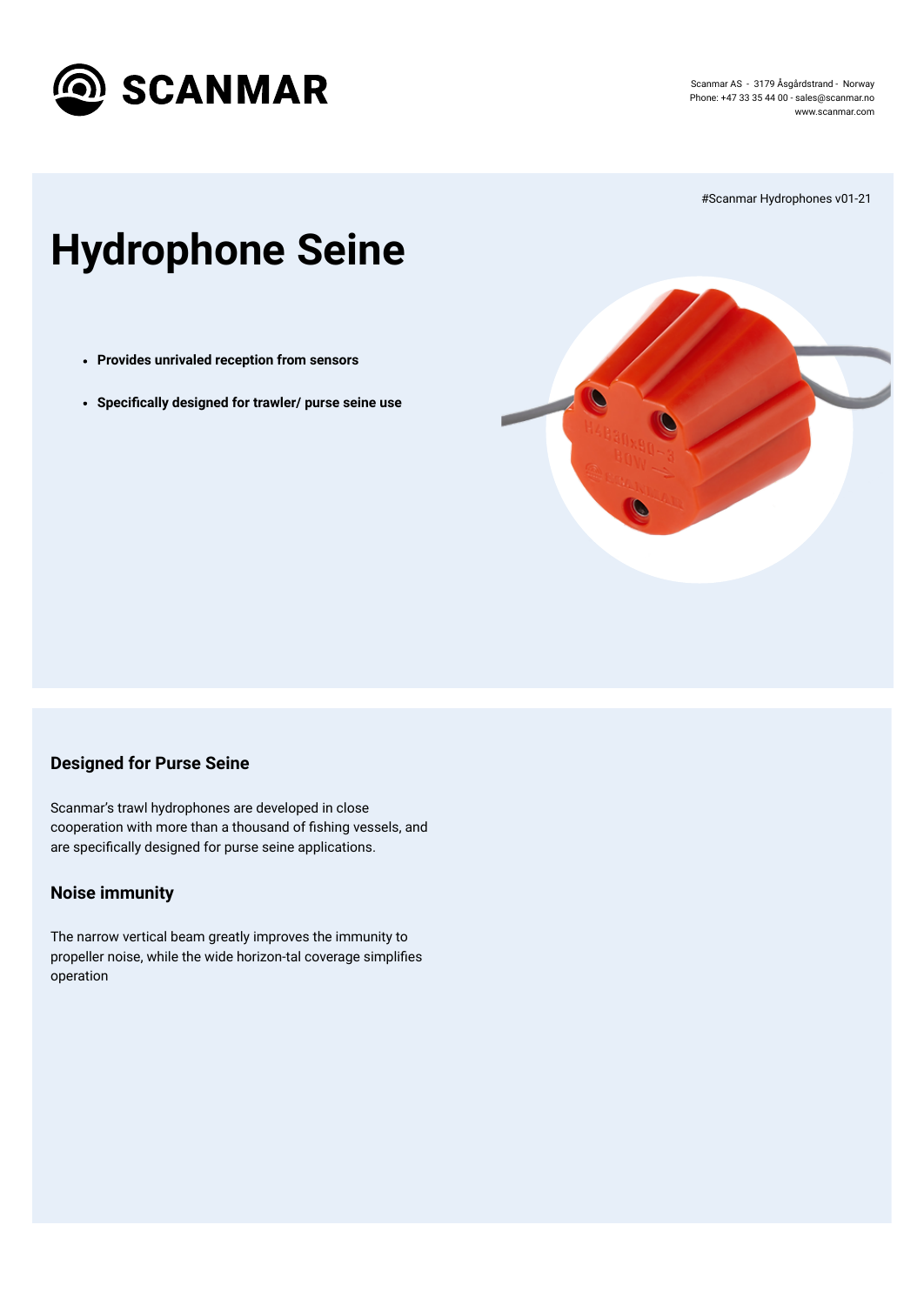# SCANMAR

Scanmar AS - 3179 Åsgårdstrand - Norway
Phone: +47 33 35 44 00 - sales@scanmar.no
www.scanmar.com

#Scanmar Hydrophones v01-21

# Hydrophone Seine

- **Provides unrivaled reception from sensors**
- **Specifically designed for trawler/ purse seine use**

## Designed for Purse Seine

Scanmar's trawl hydrophones are developed in close cooperation with more than a thousand of fishing vessels, and are specifically designed for purse seine applications.

## Noise immunity

The narrow vertical beam greatly improves the immunity to propeller noise, while the wide horizon-tal coverage simplifies operation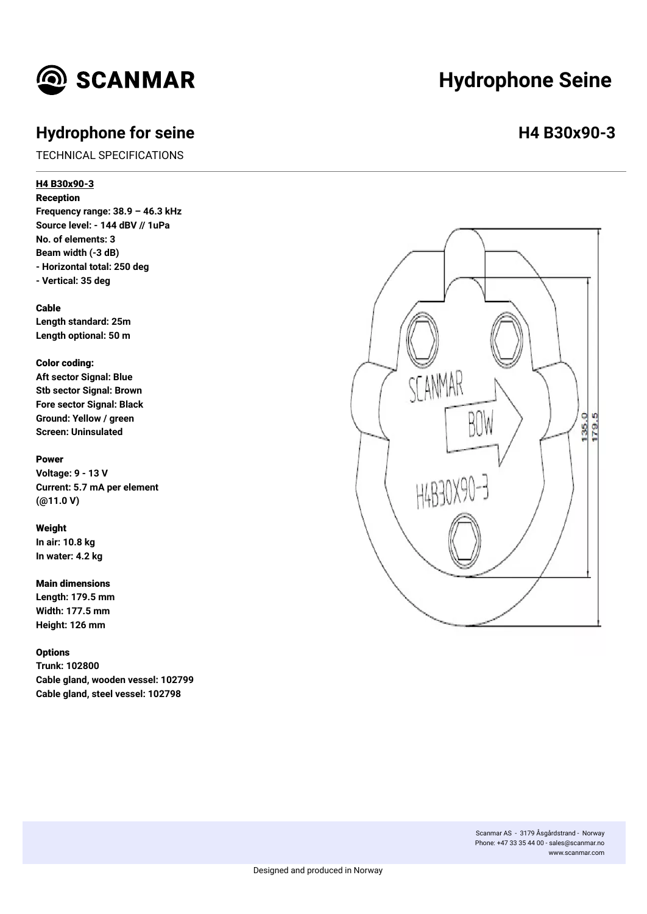# Hydrophone Seine

## Hydrophone for seine

## H4 B30x90-3

TECHNICAL SPECIFICATIONS

**H4 B30x90-3**

**Reception**
**Frequency range: 38.9 – 46.3 kHz**
**Source level: - 144 dBV // 1uPa**
**No. of elements: 3**
**Beam width (-3 dB)**
**- Horizontal total: 250 deg**
**- Vertical: 35 deg**

**Cable**
**Length standard: 25m**
**Length optional: 50 m**

**Color coding:**
**Aft sector Signal: Blue**
**Stb sector Signal: Brown**
**Fore sector Signal: Black**
**Ground: Yellow / green**
**Screen: Uninsulated**

**Power**
**Voltage: 9 - 13 V**
**Current: 5.7 mA per element (@11.0 V)**

**Weight**
**In air: 10.8 kg**
**In water: 4.2 kg**

**Main dimensions**
**Length: 179.5 mm**
**Width: 177.5 mm**
**Height: 126 mm**

**Options**
**Trunk: 102800**
**Cable gland, wooden vessel: 102799**
**Cable gland, steel vessel: 102798**

SCANMAR
BOW
H4B30X90-3
135.0
179.5

Scanmar AS - 3179 Åsgårdstrand - Norway
Phone: +47 33 35 44 00 - sales@scanmar.no
www.scanmar.com

Designed and produced in Norway